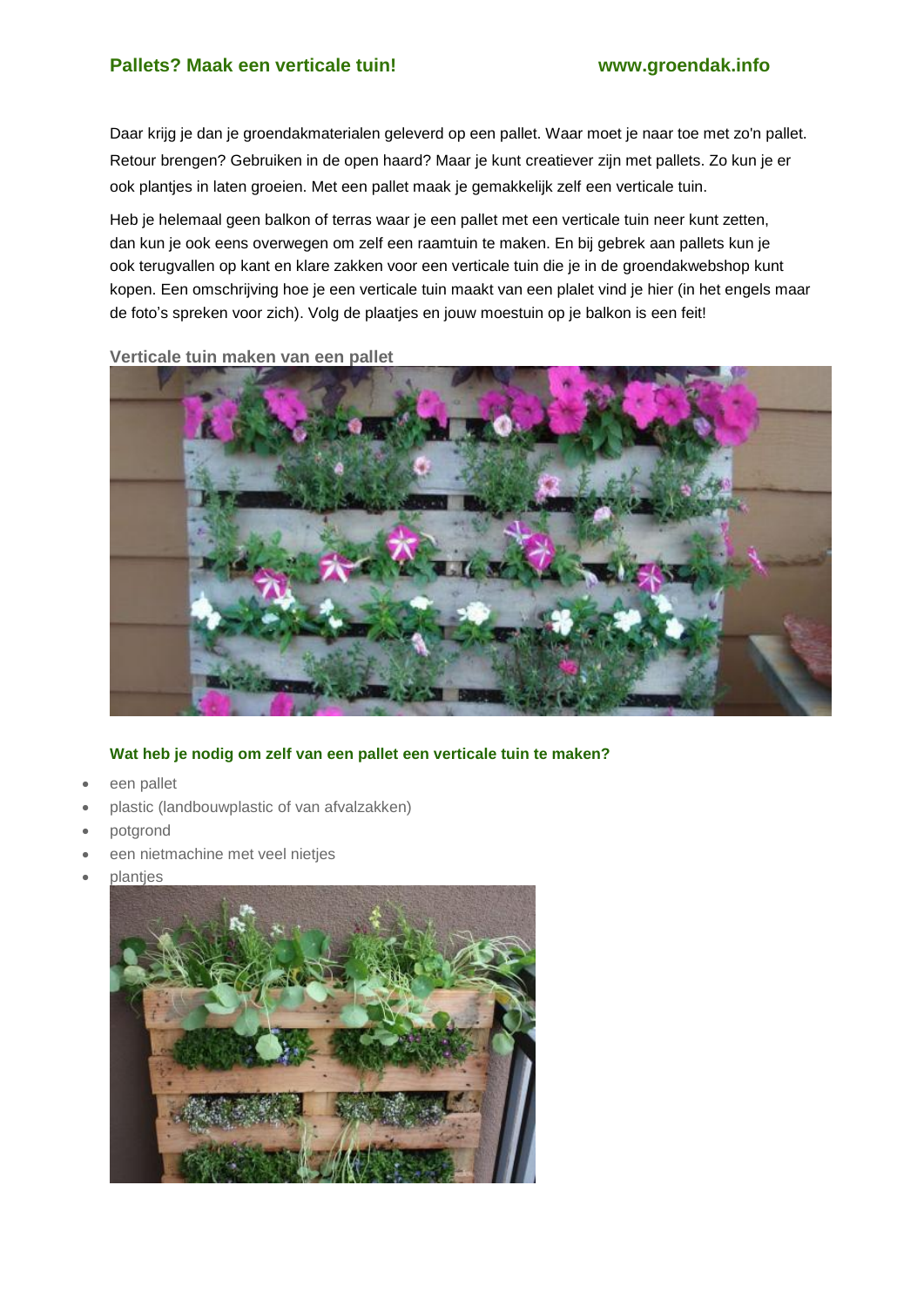# Pallets? Maak een verticale tuin!

Daar krijg je dan je groendakmaterialen geleverd op een pallet. Waar moet je naar toe met zo'n pallet. Retour brengen? Gebruiken in de open haard? Maar je kunt creatiever zijn met pallets. Zo kun je er ook plantjes in laten groeien. Met een pallet maak je gemakkelijk zelf een verticale tuin.

Heb je helemaal geen balkon of terras waar je een pallet met een verticale tuin neer kunt zetten, dan kun je ook eens overwegen om zelf een raamtuin te maken. En bij gebrek aan pallets kun je ook terugvallen op kant en klare zakken voor een verticale tuin die je in de groendakwebshop kunt kopen. Een omschrijving hoe je een verticale tuin maakt van een plalet vind je hier (in het engels maar de foto's spreken voor zich). Volg de plaatjes en jouw moestuin op je balkon is een feit!

## Verticale tuin maken van een pallet

### Wat heb je nodig om zelf van een pallet een verticale tuin te maken?

- een pallet
- plastic (landbouwplastic of van afvalzakken)
- potgrond
- een nietmachine met veel nietjes
- plantjes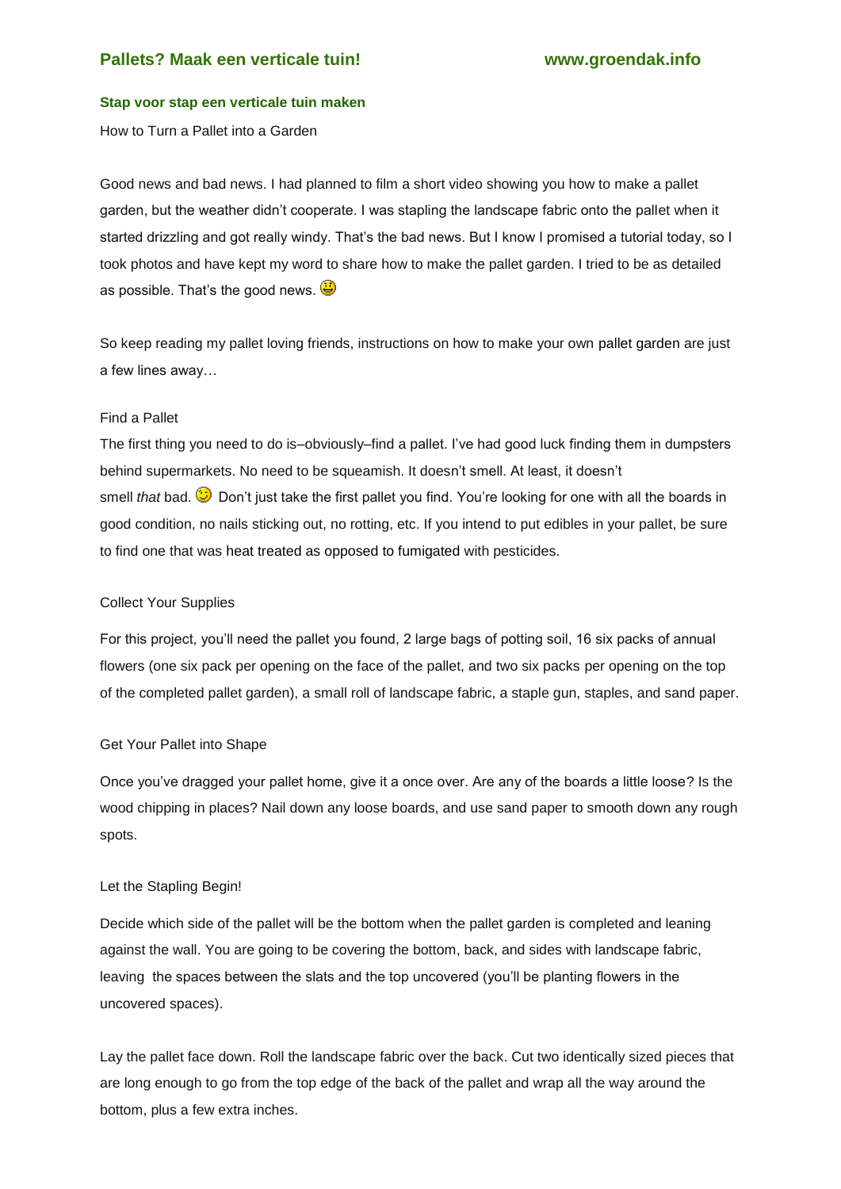**Stap voor stap een verticale tuin maken**

How to Turn a Pallet into a Garden

Good news and bad news. I had planned to film a short video showing you how to make a pallet garden, but the weather didn't cooperate. I was stapling the landscape fabric onto the pallet when it started drizzling and got really windy. That's the bad news. But I know I promised a tutorial today, so I took photos and have kept my word to share how to make the pallet garden. I tried to be as detailed as possible. That's the good news. 😃

So keep reading my pallet loving friends, instructions on how to make your own pallet garden are just a few lines away…

Find a Pallet

The first thing you need to do is–obviously–find a pallet. I've had good luck finding them in dumpsters behind supermarkets. No need to be squeamish. It doesn't smell. At least, it doesn't smell *that* bad. 😉 Don't just take the first pallet you find. You're looking for one with all the boards in good condition, no nails sticking out, no rotting, etc. If you intend to put edibles in your pallet, be sure to find one that was heat treated as opposed to fumigated with pesticides.

Collect Your Supplies

For this project, you'll need the pallet you found, 2 large bags of potting soil, 16 six packs of annual flowers (one six pack per opening on the face of the pallet, and two six packs per opening on the top of the completed pallet garden), a small roll of landscape fabric, a staple gun, staples, and sand paper.

Get Your Pallet into Shape

Once you've dragged your pallet home, give it a once over. Are any of the boards a little loose? Is the wood chipping in places? Nail down any loose boards, and use sand paper to smooth down any rough spots.

Let the Stapling Begin!

Decide which side of the pallet will be the bottom when the pallet garden is completed and leaning against the wall. You are going to be covering the bottom, back, and sides with landscape fabric, leaving the spaces between the slats and the top uncovered (you'll be planting flowers in the uncovered spaces).

Lay the pallet face down. Roll the landscape fabric over the back. Cut two identically sized pieces that are long enough to go from the top edge of the back of the pallet and wrap all the way around the bottom, plus a few extra inches.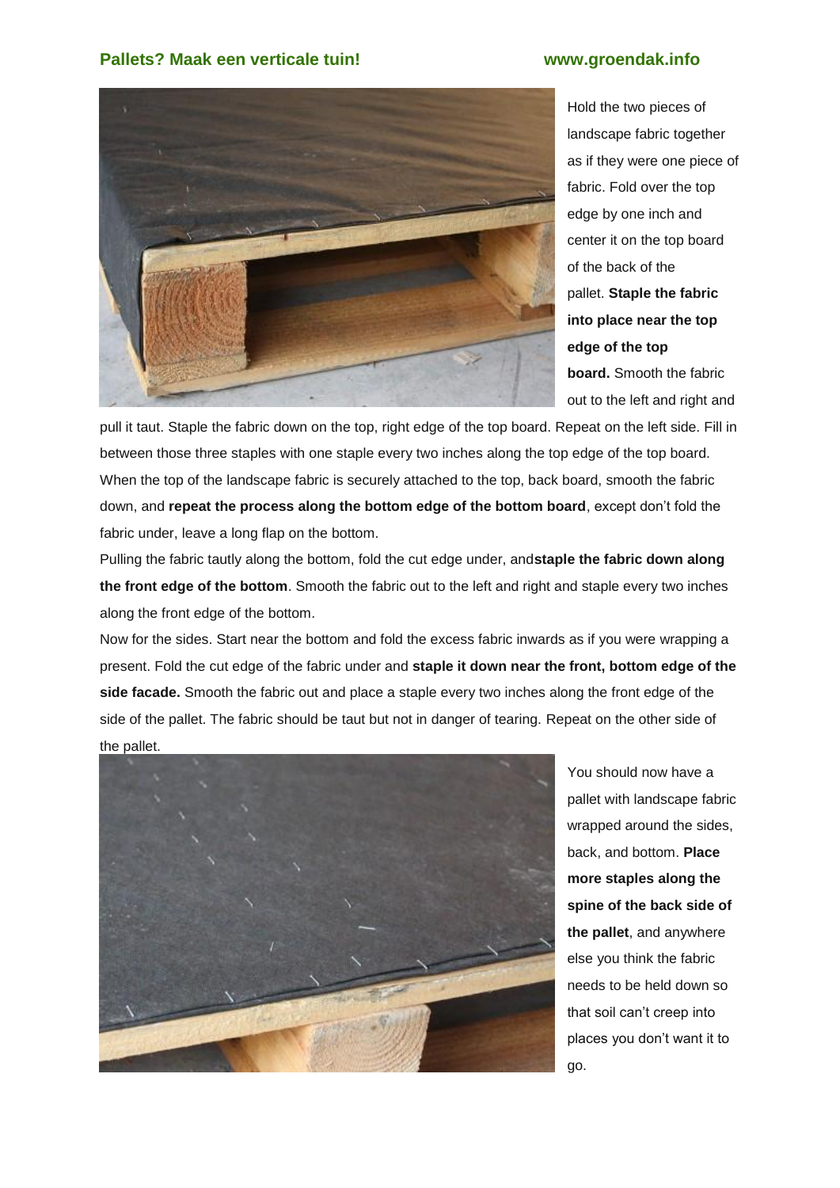Hold the two pieces of landscape fabric together as if they were one piece of fabric. Fold over the top edge by one inch and center it on the top board of the back of the pallet. **Staple the fabric into place near the top edge of the top board.** Smooth the fabric out to the left and right and pull it taut. Staple the fabric down on the top, right edge of the top board. Repeat on the left side. Fill in between those three staples with one staple every two inches along the top edge of the top board. When the top of the landscape fabric is securely attached to the top, back board, smooth the fabric down, and **repeat the process along the bottom edge of the bottom board**, except don't fold the fabric under, leave a long flap on the bottom.

Pulling the fabric tautly along the bottom, fold the cut edge under, and**staple the fabric down along the front edge of the bottom**. Smooth the fabric out to the left and right and staple every two inches along the front edge of the bottom.

Now for the sides. Start near the bottom and fold the excess fabric inwards as if you were wrapping a present. Fold the cut edge of the fabric under and **staple it down near the front, bottom edge of the side facade.** Smooth the fabric out and place a staple every two inches along the front edge of the side of the pallet. The fabric should be taut but not in danger of tearing. Repeat on the other side of the pallet.

You should now have a pallet with landscape fabric wrapped around the sides, back, and bottom. **Place more staples along the spine of the back side of the pallet**, and anywhere else you think the fabric needs to be held down so that soil can't creep into places you don't want it to go.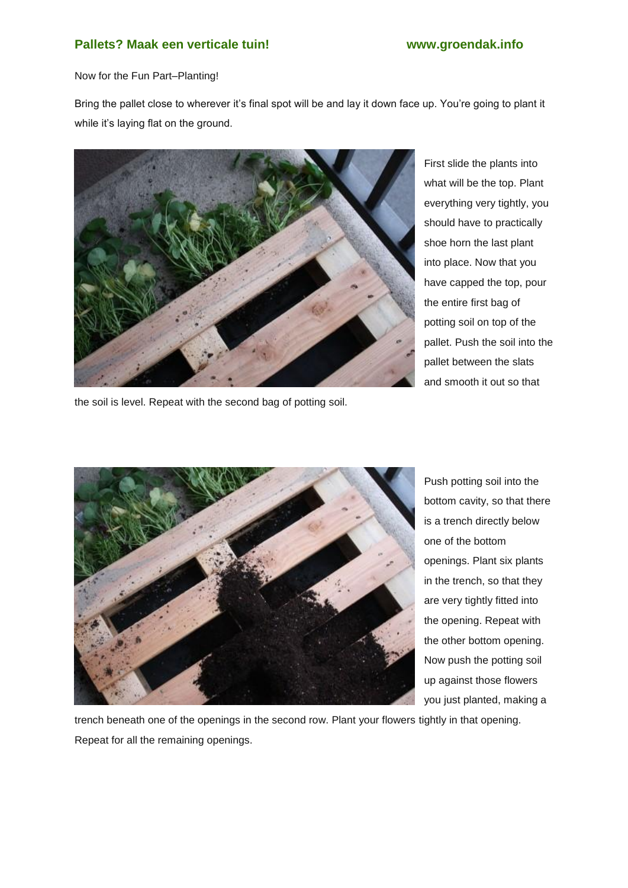Now for the Fun Part–Planting!

Bring the pallet close to wherever it's final spot will be and lay it down face up. You're going to plant it while it's laying flat on the ground.

First slide the plants into what will be the top. Plant everything very tightly, you should have to practically shoe horn the last plant into place. Now that you have capped the top, pour the entire first bag of potting soil on top of the pallet. Push the soil into the pallet between the slats and smooth it out so that the soil is level. Repeat with the second bag of potting soil.

Push potting soil into the bottom cavity, so that there is a trench directly below one of the bottom openings. Plant six plants in the trench, so that they are very tightly fitted into the opening. Repeat with the other bottom opening. Now push the potting soil up against those flowers you just planted, making a trench beneath one of the openings in the second row. Plant your flowers tightly in that opening. Repeat for all the remaining openings.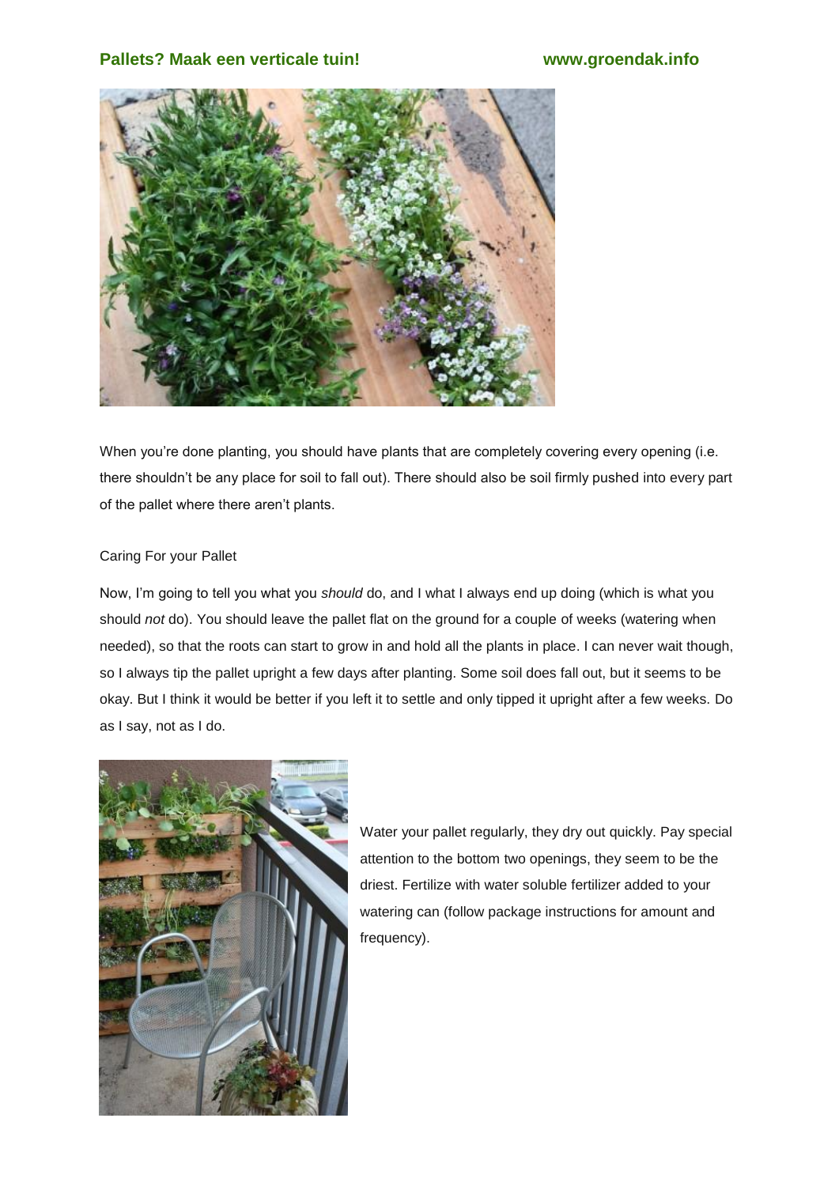When you're done planting, you should have plants that are completely covering every opening (i.e. there shouldn't be any place for soil to fall out). There should also be soil firmly pushed into every part of the pallet where there aren't plants.

Caring For your Pallet

Now, I'm going to tell you what you *should* do, and I what I always end up doing (which is what you should *not* do). You should leave the pallet flat on the ground for a couple of weeks (watering when needed), so that the roots can start to grow in and hold all the plants in place. I can never wait though, so I always tip the pallet upright a few days after planting. Some soil does fall out, but it seems to be okay. But I think it would be better if you left it to settle and only tipped it upright after a few weeks. Do as I say, not as I do.

Water your pallet regularly, they dry out quickly. Pay special attention to the bottom two openings, they seem to be the driest. Fertilize with water soluble fertilizer added to your watering can (follow package instructions for amount and frequency).